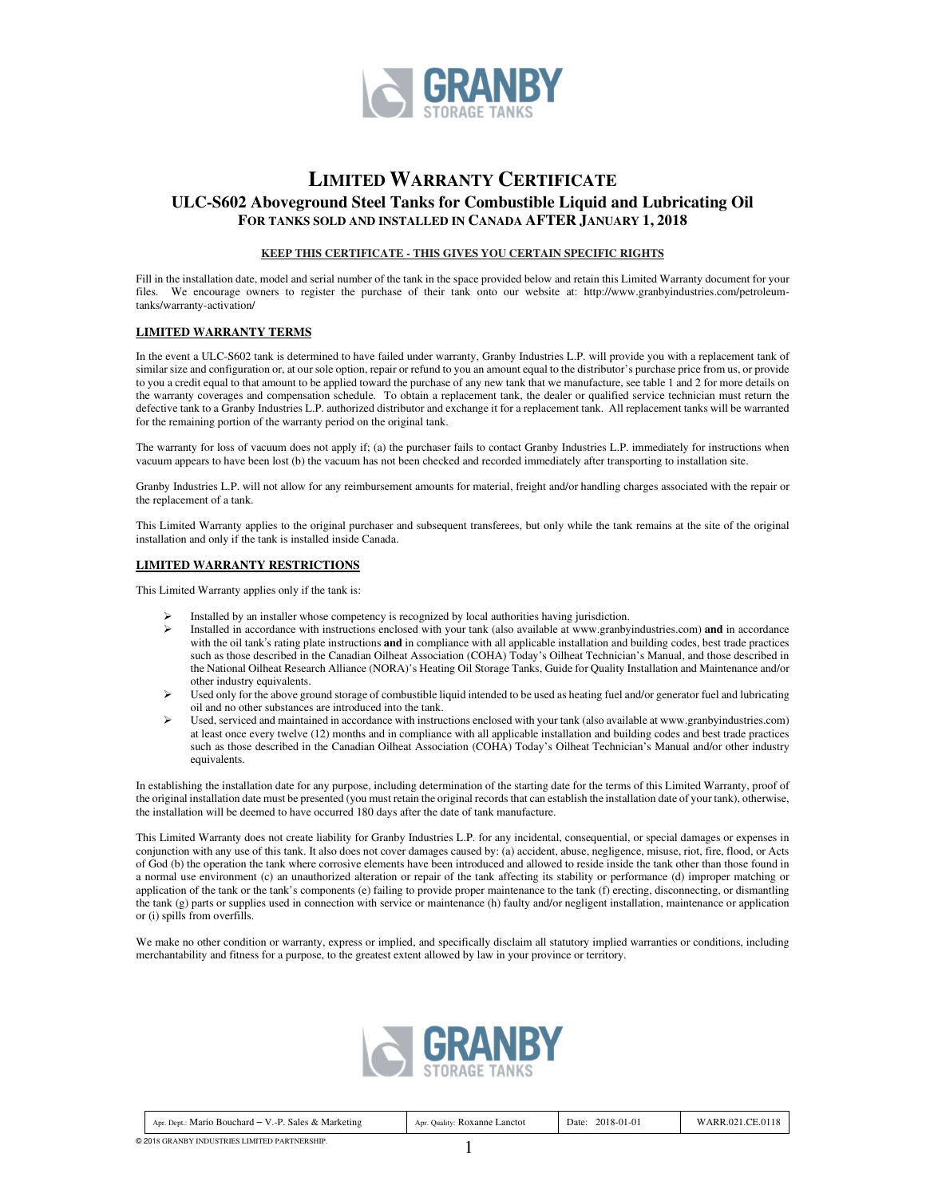# LIMITED WARRANTY CERTIFICATE

## ULC-S602 Aboveground Steel Tanks for Combustible Liquid and Lubricating Oil

### FOR TANKS SOLD AND INSTALLED IN CANADA AFTER JANUARY 1, 2018

**KEEP THIS CERTIFICATE - THIS GIVES YOU CERTAIN SPECIFIC RIGHTS**

Fill in the installation date, model and serial number of the tank in the space provided below and retain this Limited Warranty document for your files. We encourage owners to register the purchase of their tank onto our website at: http://www.granbyindustries.com/petroleum-tanks/warranty-activation/

**LIMITED WARRANTY TERMS**

In the event a ULC-S602 tank is determined to have failed under warranty, Granby Industries L.P. will provide you with a replacement tank of similar size and configuration or, at our sole option, repair or refund to you an amount equal to the distributor's purchase price from us, or provide to you a credit equal to that amount to be applied toward the purchase of any new tank that we manufacture, see table 1 and 2 for more details on the warranty coverages and compensation schedule. To obtain a replacement tank, the dealer or qualified service technician must return the defective tank to a Granby Industries L.P. authorized distributor and exchange it for a replacement tank. All replacement tanks will be warranted for the remaining portion of the warranty period on the original tank.

The warranty for loss of vacuum does not apply if; (a) the purchaser fails to contact Granby Industries L.P. immediately for instructions when vacuum appears to have been lost (b) the vacuum has not been checked and recorded immediately after transporting to installation site.

Granby Industries L.P. will not allow for any reimbursement amounts for material, freight and/or handling charges associated with the repair or the replacement of a tank.

This Limited Warranty applies to the original purchaser and subsequent transferees, but only while the tank remains at the site of the original installation and only if the tank is installed inside Canada.

**LIMITED WARRANTY RESTRICTIONS**

This Limited Warranty applies only if the tank is:

- Installed by an installer whose competency is recognized by local authorities having jurisdiction.
- Installed in accordance with instructions enclosed with your tank (also available at www.granbyindustries.com) **and** in accordance with the oil tank's rating plate instructions **and** in compliance with all applicable installation and building codes, best trade practices such as those described in the Canadian Oilheat Association (COHA) Today's Oilheat Technician's Manual, and those described in the National Oilheat Research Alliance (NORA)'s Heating Oil Storage Tanks, Guide for Quality Installation and Maintenance and/or other industry equivalents.
- Used only for the above ground storage of combustible liquid intended to be used as heating fuel and/or generator fuel and lubricating oil and no other substances are introduced into the tank.
- Used, serviced and maintained in accordance with instructions enclosed with your tank (also available at www.granbyindustries.com) at least once every twelve (12) months and in compliance with all applicable installation and building codes and best trade practices such as those described in the Canadian Oilheat Association (COHA) Today's Oilheat Technician's Manual and/or other industry equivalents.

In establishing the installation date for any purpose, including determination of the starting date for the terms of this Limited Warranty, proof of the original installation date must be presented (you must retain the original records that can establish the installation date of your tank), otherwise, the installation will be deemed to have occurred 180 days after the date of tank manufacture.

This Limited Warranty does not create liability for Granby Industries L.P. for any incidental, consequential, or special damages or expenses in conjunction with any use of this tank. It also does not cover damages caused by: (a) accident, abuse, negligence, misuse, riot, fire, flood, or Acts of God (b) the operation the tank where corrosive elements have been introduced and allowed to reside inside the tank other than those found in a normal use environment (c) an unauthorized alteration or repair of the tank affecting its stability or performance (d) improper matching or application of the tank or the tank's components (e) failing to provide proper maintenance to the tank (f) erecting, disconnecting, or dismantling the tank (g) parts or supplies used in connection with service or maintenance (h) faulty and/or negligent installation, maintenance or application or (i) spills from overfills.

We make no other condition or warranty, express or implied, and specifically disclaim all statutory implied warranties or conditions, including merchantability and fitness for a purpose, to the greatest extent allowed by law in your province or territory.

| Apr. Dept.: Mario Bouchard – V.-P. Sales & Marketing | Apr. Quality: Roxanne Lanctot | Date: 2018-01-01 | WARR.021.CE.0118 |
| --- | --- | --- | --- |

© 2018 GRANBY INDUSTRIES LIMITED PARTNERSHIP.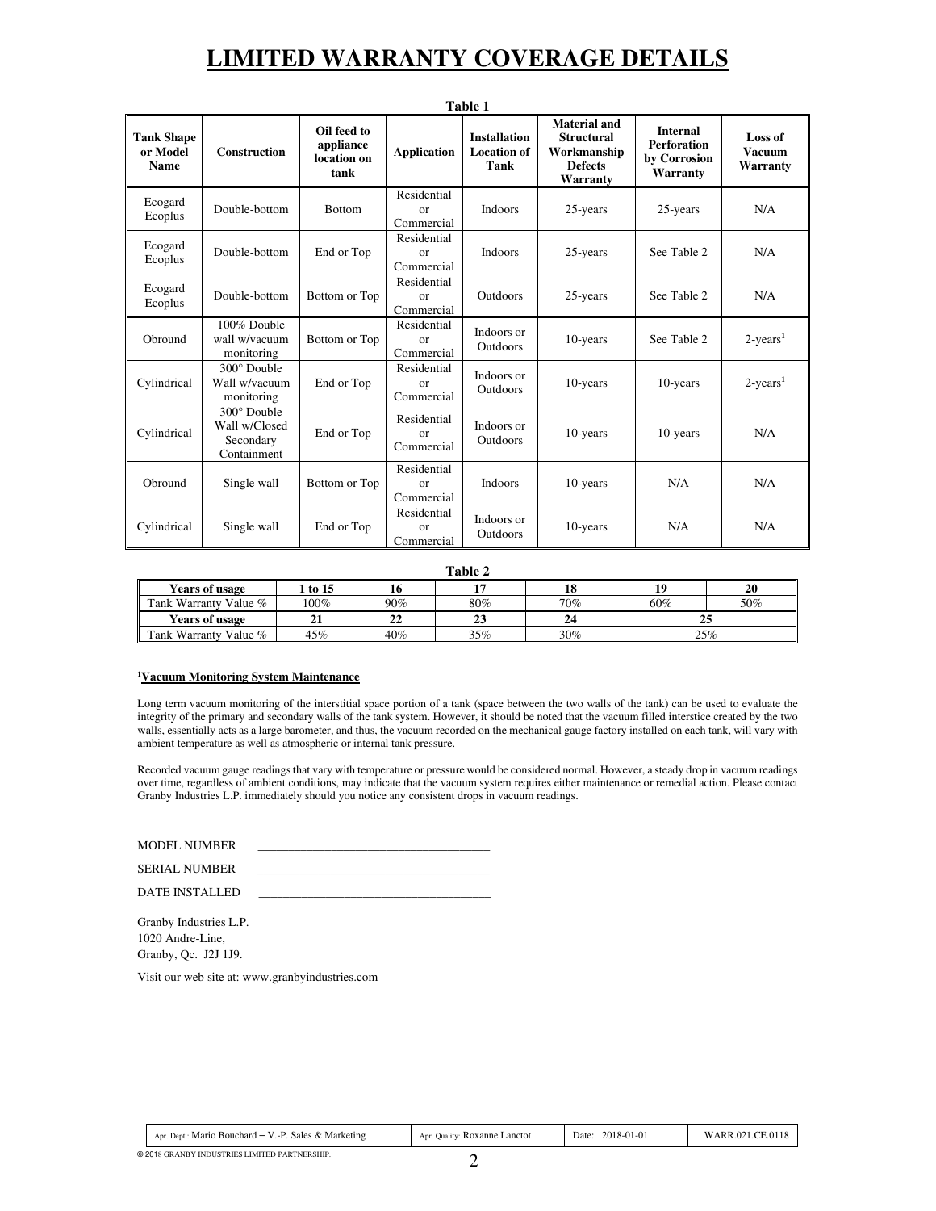# LIMITED WARRANTY COVERAGE DETAILS

**Table 1**

| Tank Shape or Model Name | Construction | Oil feed to appliance location on tank | Application | Installation Location of Tank | Material and Structural Workmanship Defects Warranty | Internal Perforation by Corrosion Warranty | Loss of Vacuum Warranty |
|---|---|---|---|---|---|---|---|
| Ecogard Ecoplus | Double-bottom | Bottom | Residential or Commercial | Indoors | 25-years | 25-years | N/A |
| Ecogard Ecoplus | Double-bottom | End or Top | Residential or Commercial | Indoors | 25-years | See Table 2 | N/A |
| Ecogard Ecoplus | Double-bottom | Bottom or Top | Residential or Commercial | Outdoors | 25-years | See Table 2 | N/A |
| Obround | 100% Double wall w/vacuum monitoring | Bottom or Top | Residential or Commercial | Indoors or Outdoors | 10-years | See Table 2 | 2-years[1] |
| Cylindrical | 300° Double Wall w/vacuum monitoring | End or Top | Residential or Commercial | Indoors or Outdoors | 10-years | 10-years | 2-years[1] |
| Cylindrical | 300° Double Wall w/Closed Secondary Containment | End or Top | Residential or Commercial | Indoors or Outdoors | 10-years | 10-years | N/A |
| Obround | Single wall | Bottom or Top | Residential or Commercial | Indoors | 10-years | N/A | N/A |
| Cylindrical | Single wall | End or Top | Residential or Commercial | Indoors or Outdoors | 10-years | N/A | N/A |

**Table 2**

| Years of usage | 1 to 15 | 16 | 17 | 18 | 19 | 20 |
|---|---|---|---|---|---|---|
| Tank Warranty Value % | 100% | 90% | 80% | 70% | 60% | 50% |
| **Years of usage** | **21** | **22** | **23** | **24** | **25** | |
| Tank Warranty Value % | 45% | 40% | 35% | 30% | 25% | |

**[1]Vacuum Monitoring System Maintenance**

Long term vacuum monitoring of the interstitial space portion of a tank (space between the two walls of the tank) can be used to evaluate the integrity of the primary and secondary walls of the tank system. However, it should be noted that the vacuum filled interstice created by the two walls, essentially acts as a large barometer, and thus, the vacuum recorded on the mechanical gauge factory installed on each tank, will vary with ambient temperature as well as atmospheric or internal tank pressure.

Recorded vacuum gauge readings that vary with temperature or pressure would be considered normal. However, a steady drop in vacuum readings over time, regardless of ambient conditions, may indicate that the vacuum system requires either maintenance or remedial action. Please contact Granby Industries L.P. immediately should you notice any consistent drops in vacuum readings.

MODEL NUMBER ______________________________________

SERIAL NUMBER ______________________________________

DATE INSTALLED ______________________________________

Granby Industries L.P.
1020 Andre-Line,
Granby, Qc. J2J 1J9.

Visit our web site at: www.granbyindustries.com

| Apr. Dept.: Mario Bouchard – V.-P. Sales & Marketing | Apr. Quality: Roxanne Lanctot | Date: 2018-01-01 | WARR.021.CE.0118 |
|---|---|---|---|

© 2018 GRANBY INDUSTRIES LIMITED PARTNERSHIP.